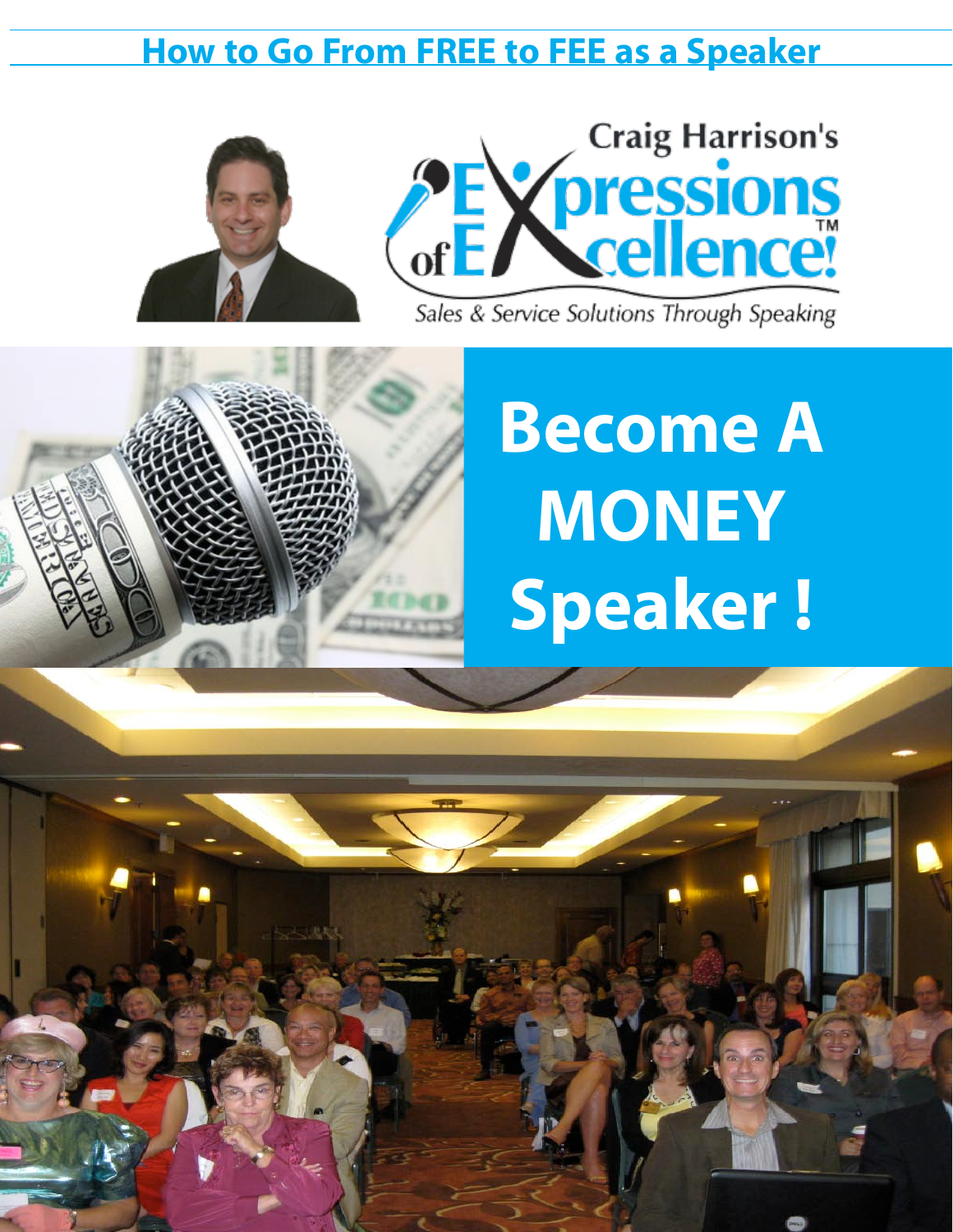# How to Go From FREE to FEE as a Speaker

Craig Harrison's

Expressions of Excellence!™

*Sales & Service Solutions Through Speaking*

## Become A MONEY Speaker !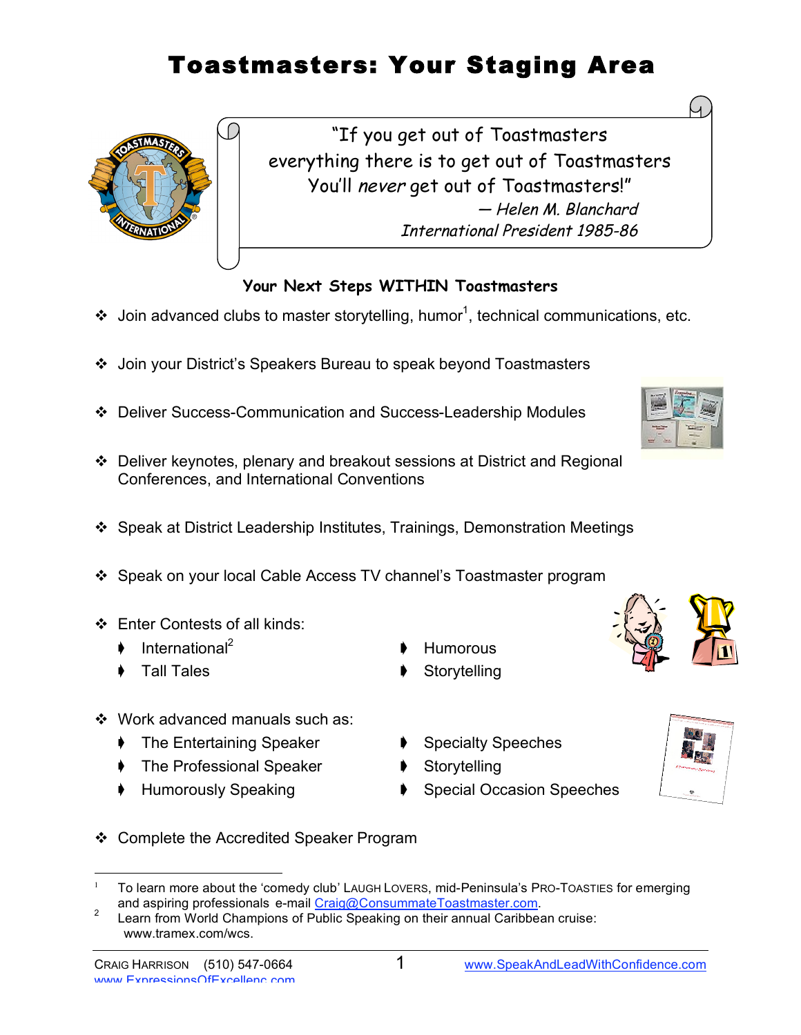# Toastmasters: Your Staging Area

> "If you get out of Toastmasters
> everything there is to get out of Toastmasters
> You'll *never* get out of Toastmasters!"
>
> — *Helen M. Blanchard*
> *International President 1985-86*

### Your Next Steps WITHIN Toastmasters

- Join advanced clubs to master storytelling, humor[1], technical communications, etc.
- Join your District's Speakers Bureau to speak beyond Toastmasters
- Deliver Success-Communication and Success-Leadership Modules
- Deliver keynotes, plenary and breakout sessions at District and Regional Conferences, and International Conventions
- Speak at District Leadership Institutes, Trainings, Demonstration Meetings
- Speak on your local Cable Access TV channel's Toastmaster program
- Enter Contests of all kinds:
  - International[2]
  - Tall Tales
  - Humorous
  - Storytelling
- Work advanced manuals such as:
  - The Entertaining Speaker
  - The Professional Speaker
  - Humorously Speaking
  - Specialty Speeches
  - Storytelling
  - Special Occasion Speeches
- Complete the Accredited Speaker Program

---

[1] To learn more about the 'comedy club' LAUGH LOVERS, mid-Peninsula's PRO-TOASTIES for emerging and aspiring professionals e-mail Craig@ConsummateToastmaster.com.

[2] Learn from World Champions of Public Speaking on their annual Caribbean cruise: www.tramex.com/wcs.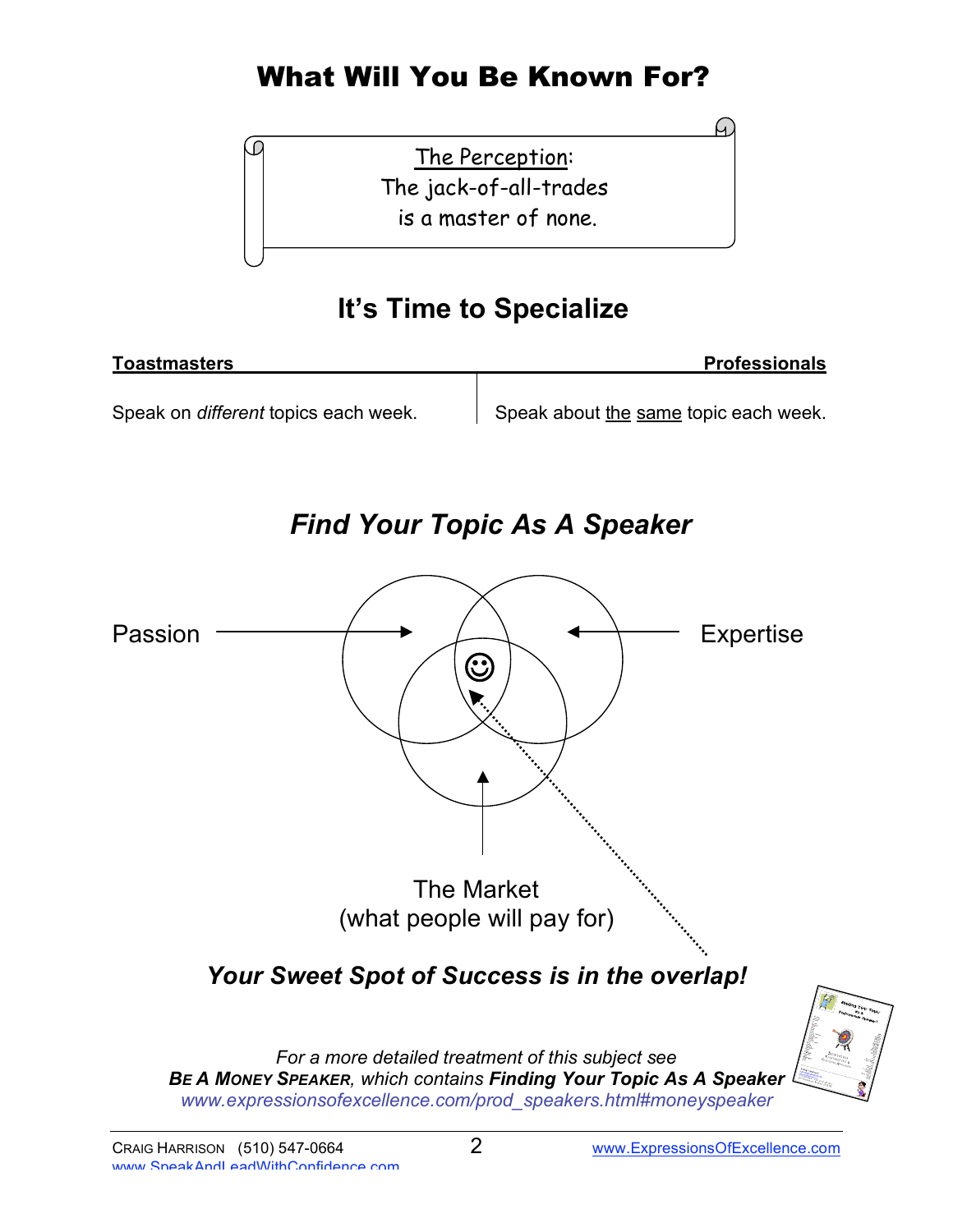# What Will You Be Known For?

The Perception:
The jack-of-all-trades
is a master of none.

## It's Time to Specialize

| **Toastmasters** | **Professionals** |
| --- | --- |
| Speak on *different* topics each week. | Speak about the same topic each week. |

## *Find Your Topic As A Speaker*

Passion

Expertise

The Market
(what people will pay for)

***Your Sweet Spot of Success is in the overlap!***

*For a more detailed treatment of this subject see*
***BE A MONEY SPEAKER**, which contains **Finding Your Topic As A Speaker***
*www.expressionsofexcellence.com/prod_speakers.html#moneyspeaker*

CRAIG HARRISON (510) 547-0664
www.SpeakAndLeadWithConfidence.com
www.ExpressionsOfExcellence.com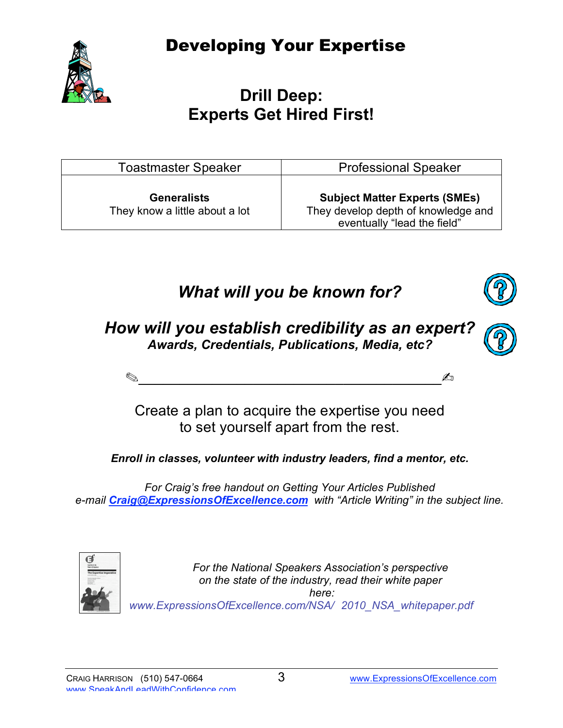# Developing Your Expertise

## Drill Deep:
## Experts Get Hired First!

| Toastmaster Speaker | Professional Speaker |
|---|---|
| **Generalists** They know a little about a lot | **Subject Matter Experts (SMEs)** They develop depth of knowledge and eventually "lead the field" |

### *What will you be known for?*

### *How will you establish credibility as an expert?*
***Awards, Credentials, Publications, Media, etc?***

✎ ________________________________________________ ✍

Create a plan to acquire the expertise you need to set yourself apart from the rest.

***Enroll in classes, volunteer with industry leaders, find a mentor, etc.***

*For Craig's free handout on Getting Your Articles Published e-mail* ***Craig@ExpressionsOfExcellence.com*** *with "Article Writing" in the subject line.*

*For the National Speakers Association's perspective on the state of the industry, read their white paper here:*
*www.ExpressionsOfExcellence.com/NSA/ 2010_NSA_whitepaper.pdf*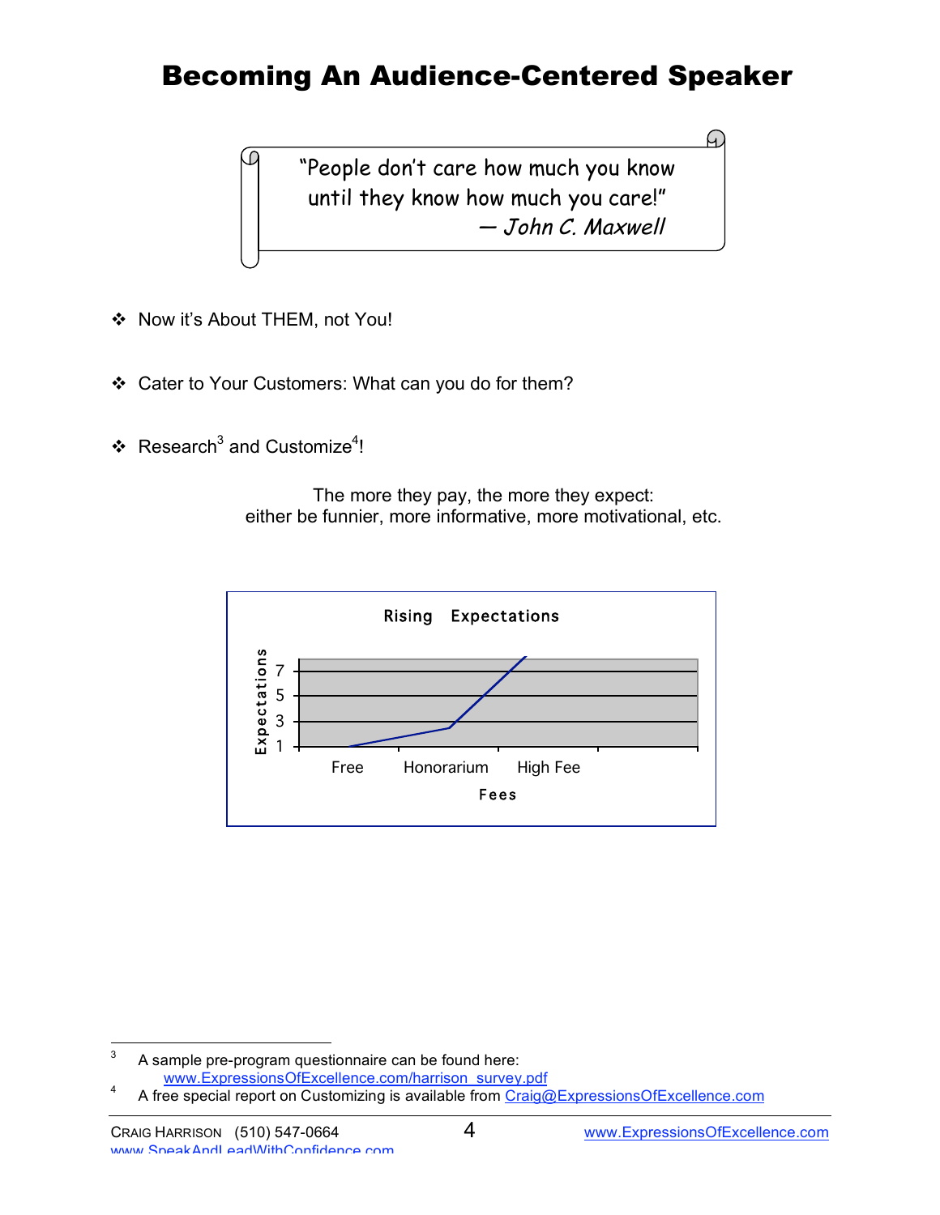# Becoming An Audience-Centered Speaker

> "People don't care how much you know until they know how much you care!"
> — *John C. Maxwell*

- Now it's About THEM, not You!
- Cater to Your Customers: What can you do for them?
- Research[3] and Customize[4]!

The more they pay, the more they expect:
either be funnier, more informative, more motivational, etc.

Rising Expectations

Expectations: 1, 3, 5, 7

Fees: Free, Honorarium, High Fee

---

[3] A sample pre-program questionnaire can be found here: www.ExpressionsOfExcellence.com/harrison_survey.pdf

[4] A free special report on Customizing is available from Craig@ExpressionsOfExcellence.com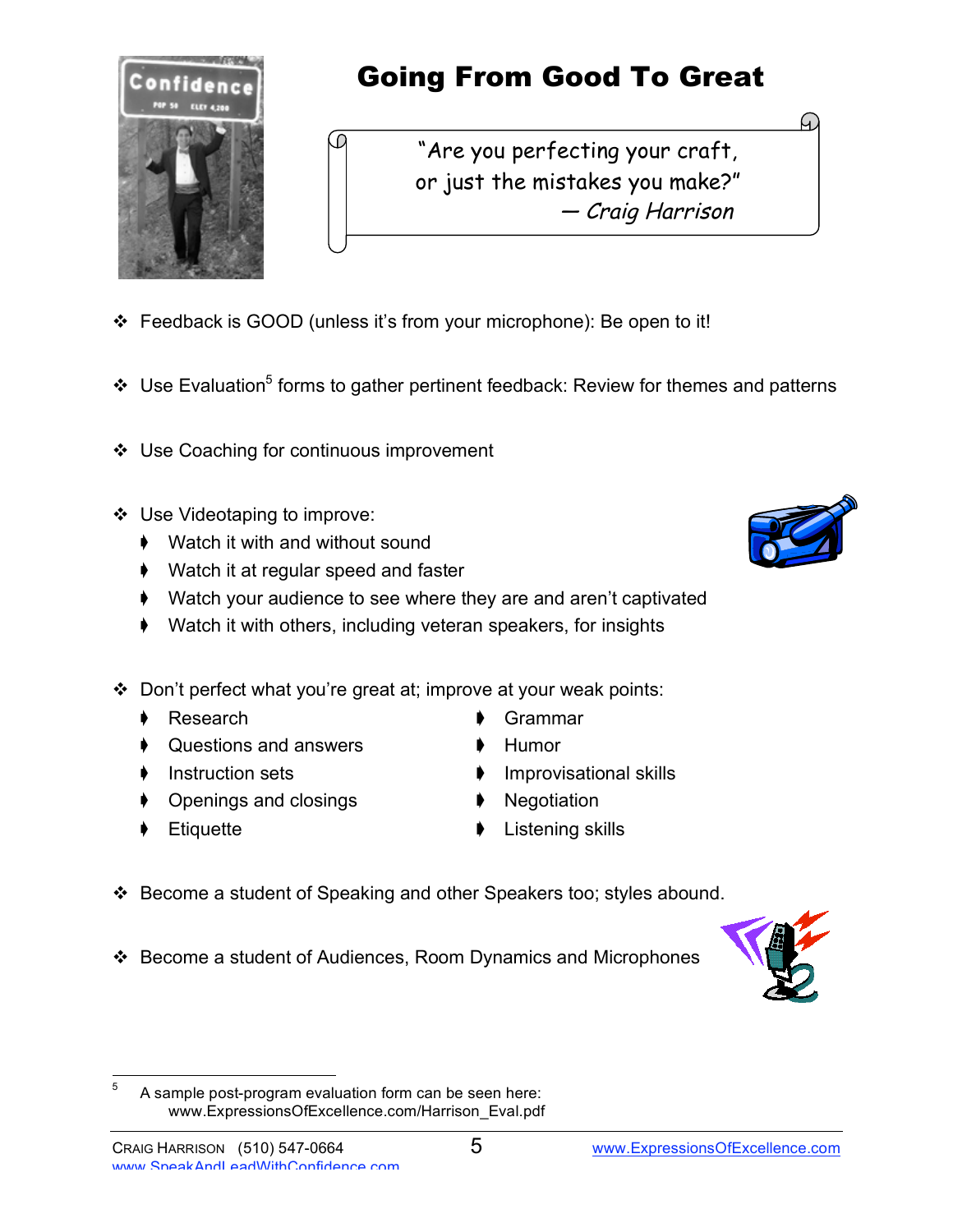# Going From Good To Great

> "Are you perfecting your craft,
> or just the mistakes you make?"
> — *Craig Harrison*

- Feedback is GOOD (unless it's from your microphone): Be open to it!

- Use Evaluation[5] forms to gather pertinent feedback: Review for themes and patterns

- Use Coaching for continuous improvement

- Use Videotaping to improve:
  - Watch it with and without sound
  - Watch it at regular speed and faster
  - Watch your audience to see where they are and aren't captivated
  - Watch it with others, including veteran speakers, for insights

- Don't perfect what you're great at; improve at your weak points:
  - Research
  - Questions and answers
  - Instruction sets
  - Openings and closings
  - Etiquette
  - Grammar
  - Humor
  - Improvisational skills
  - Negotiation
  - Listening skills

- Become a student of Speaking and other Speakers too; styles abound.

- Become a student of Audiences, Room Dynamics and Microphones

---

[5] A sample post-program evaluation form can be seen here: www.ExpressionsOfExcellence.com/Harrison_Eval.pdf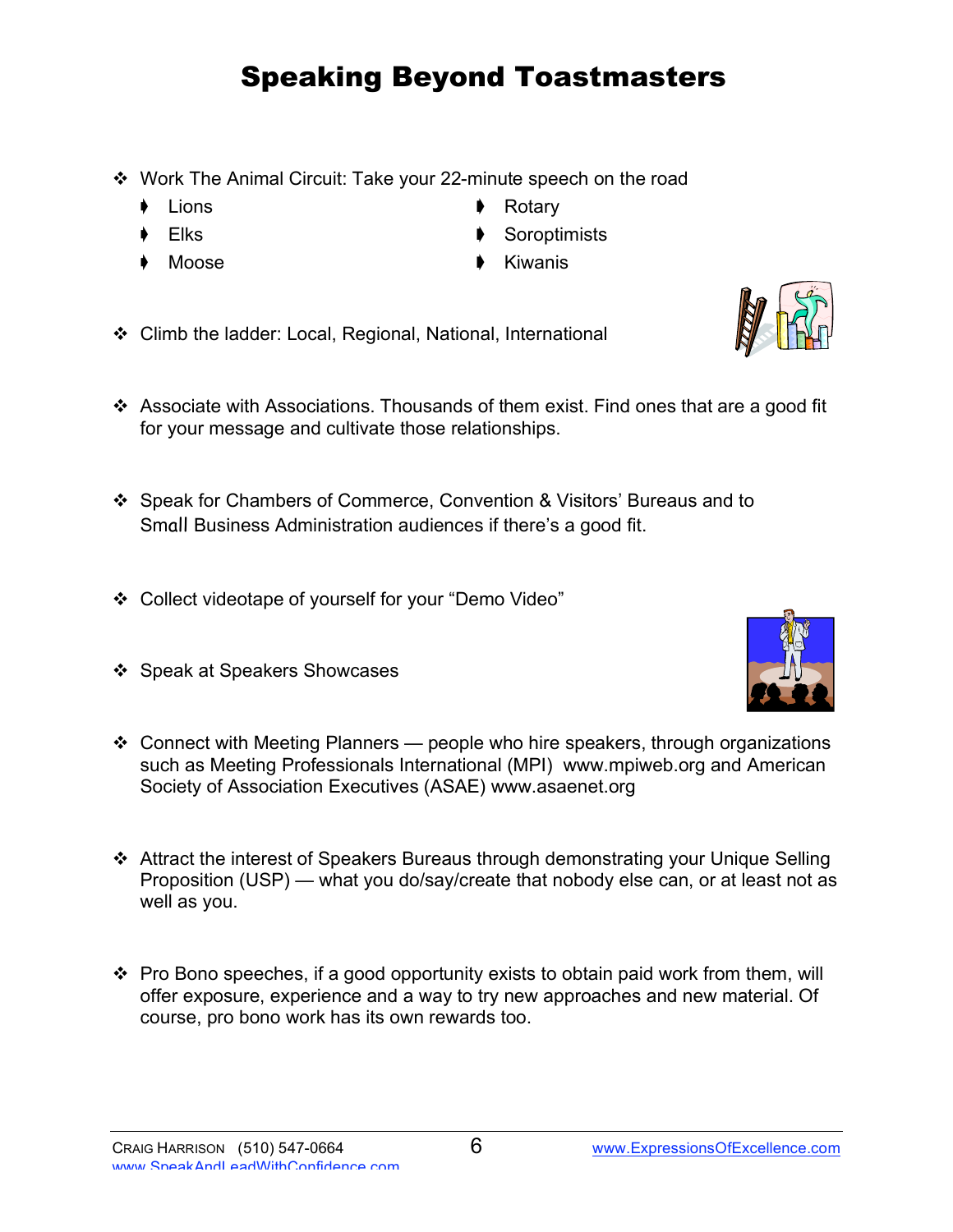# Speaking Beyond Toastmasters

- Work The Animal Circuit: Take your 22-minute speech on the road
  - Lions
  - Elks
  - Moose
  - Rotary
  - Soroptimists
  - Kiwanis
- Climb the ladder: Local, Regional, National, International
- Associate with Associations. Thousands of them exist. Find ones that are a good fit for your message and cultivate those relationships.
- Speak for Chambers of Commerce, Convention & Visitors' Bureaus and to Small Business Administration audiences if there's a good fit.
- Collect videotape of yourself for your "Demo Video"
- Speak at Speakers Showcases
- Connect with Meeting Planners — people who hire speakers, through organizations such as Meeting Professionals International (MPI) www.mpiweb.org and American Society of Association Executives (ASAE) www.asaenet.org
- Attract the interest of Speakers Bureaus through demonstrating your Unique Selling Proposition (USP) — what you do/say/create that nobody else can, or at least not as well as you.
- Pro Bono speeches, if a good opportunity exists to obtain paid work from them, will offer exposure, experience and a way to try new approaches and new material. Of course, pro bono work has its own rewards too.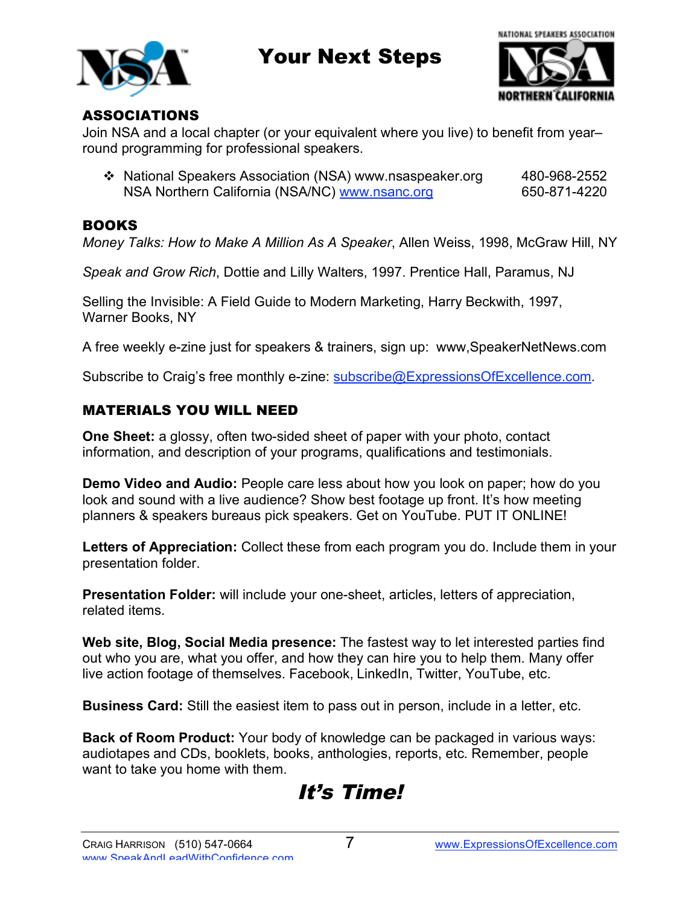# Your Next Steps

## ASSOCIATIONS

Join NSA and a local chapter (or your equivalent where you live) to benefit from year–round programming for professional speakers.

- National Speakers Association (NSA) www.nsaspeaker.org 480-968-2552
  NSA Northern California (NSA/NC) www.nsanc.org 650-871-4220

## BOOKS

*Money Talks: How to Make A Million As A Speaker*, Allen Weiss, 1998, McGraw Hill, NY

*Speak and Grow Rich*, Dottie and Lilly Walters, 1997. Prentice Hall, Paramus, NJ

Selling the Invisible: A Field Guide to Modern Marketing, Harry Beckwith, 1997, Warner Books, NY

A free weekly e-zine just for speakers & trainers, sign up: www,SpeakerNetNews.com

Subscribe to Craig's free monthly e-zine: subscribe@ExpressionsOfExcellence.com.

## MATERIALS YOU WILL NEED

**One Sheet:** a glossy, often two-sided sheet of paper with your photo, contact information, and description of your programs, qualifications and testimonials.

**Demo Video and Audio:** People care less about how you look on paper; how do you look and sound with a live audience? Show best footage up front. It's how meeting planners & speakers bureaus pick speakers. Get on YouTube. PUT IT ONLINE!

**Letters of Appreciation:** Collect these from each program you do. Include them in your presentation folder.

**Presentation Folder:** will include your one-sheet, articles, letters of appreciation, related items.

**Web site, Blog, Social Media presence:** The fastest way to let interested parties find out who you are, what you offer, and how they can hire you to help them. Many offer live action footage of themselves. Facebook, LinkedIn, Twitter, YouTube, etc.

**Business Card:** Still the easiest item to pass out in person, include in a letter, etc.

**Back of Room Product:** Your body of knowledge can be packaged in various ways: audiotapes and CDs, booklets, books, anthologies, reports, etc. Remember, people want to take you home with them.

***It's Time!***